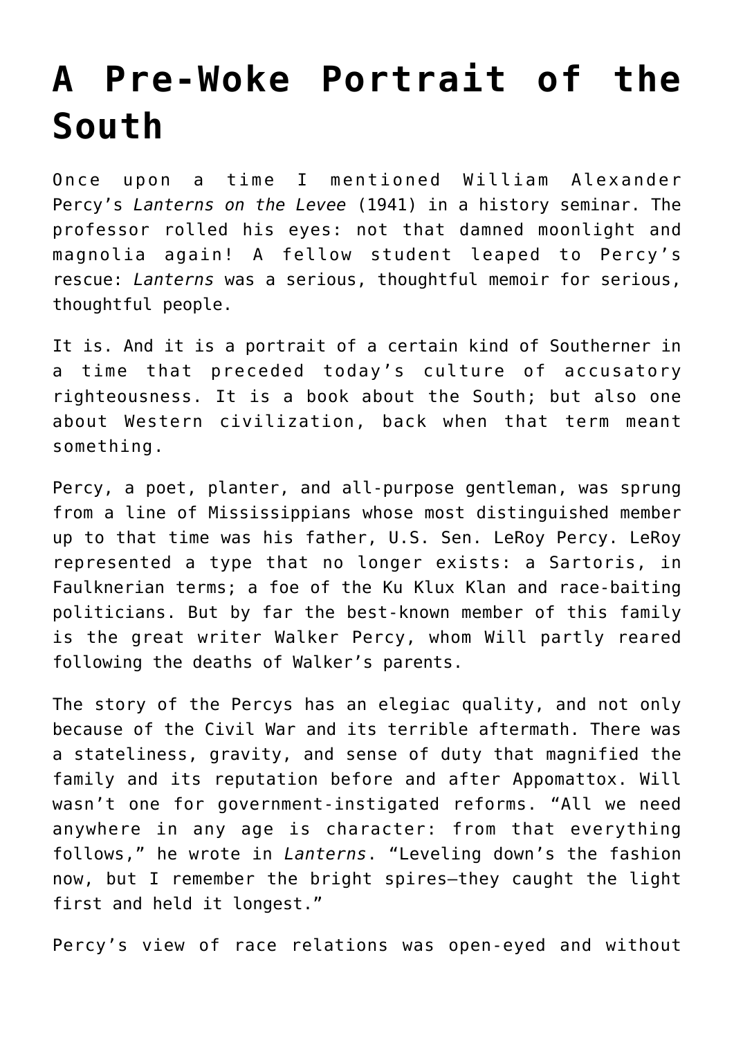# A Pre-Woke Portrait of the South

Once upon a time I mentioned William Alexander Percy's *Lanterns on the Levee* (1941) in a history seminar. The professor rolled his eyes: not that damned moonlight and magnolia again! A fellow student leaped to Percy's rescue: *Lanterns* was a serious, thoughtful memoir for serious, thoughtful people.

It is. And it is a portrait of a certain kind of Southerner in a time that preceded today's culture of accusatory righteousness. It is a book about the South; but also one about Western civilization, back when that term meant something.

Percy, a poet, planter, and all-purpose gentleman, was sprung from a line of Mississippians whose most distinguished member up to that time was his father, U.S. Sen. LeRoy Percy. LeRoy represented a type that no longer exists: a Sartoris, in Faulknerian terms; a foe of the Ku Klux Klan and race-baiting politicians. But by far the best-known member of this family is the great writer Walker Percy, whom Will partly reared following the deaths of Walker's parents.

The story of the Percys has an elegiac quality, and not only because of the Civil War and its terrible aftermath. There was a stateliness, gravity, and sense of duty that magnified the family and its reputation before and after Appomattox. Will wasn't one for government-instigated reforms. "All we need anywhere in any age is character: from that everything follows," he wrote in *Lanterns*. "Leveling down's the fashion now, but I remember the bright spires—they caught the light first and held it longest."

Percy's view of race relations was open-eyed and without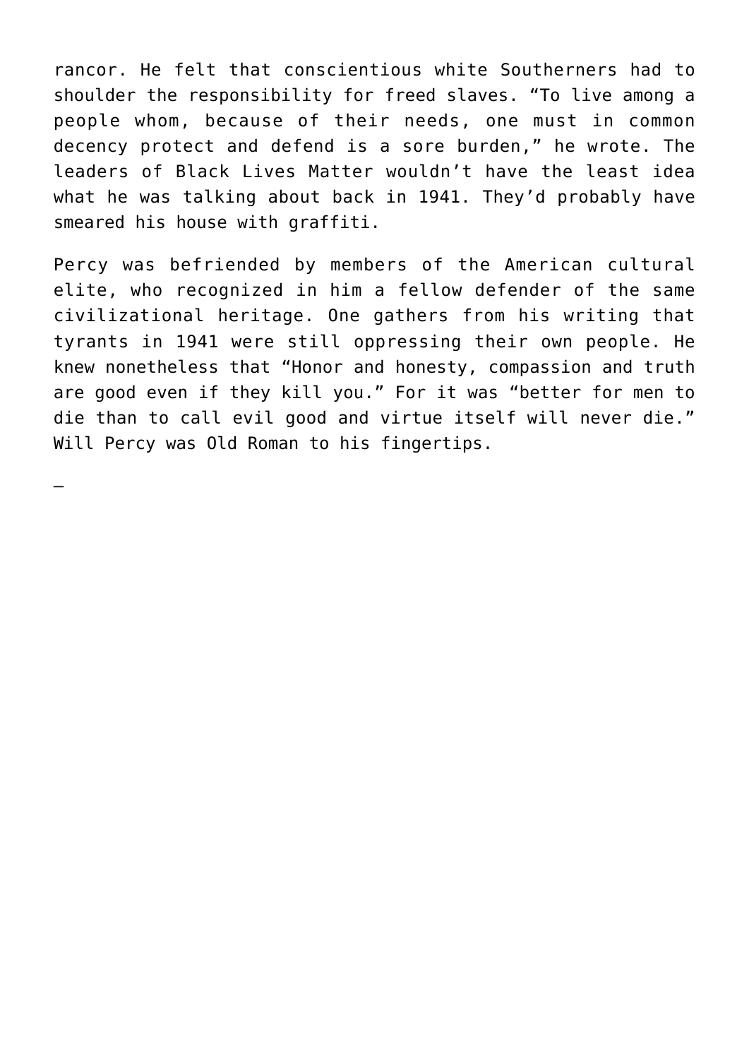rancor. He felt that conscientious white Southerners had to shoulder the responsibility for freed slaves. “To live among a people whom, because of their needs, one must in common decency protect and defend is a sore burden,” he wrote. The leaders of Black Lives Matter wouldn’t have the least idea what he was talking about back in 1941. They’d probably have smeared his house with graffiti.

Percy was befriended by members of the American cultural elite, who recognized in him a fellow defender of the same civilizational heritage. One gathers from his writing that tyrants in 1941 were still oppressing their own people. He knew nonetheless that “Honor and honesty, compassion and truth are good even if they kill you.” For it was “better for men to die than to call evil good and virtue itself will never die.” Will Percy was Old Roman to his fingertips.

—